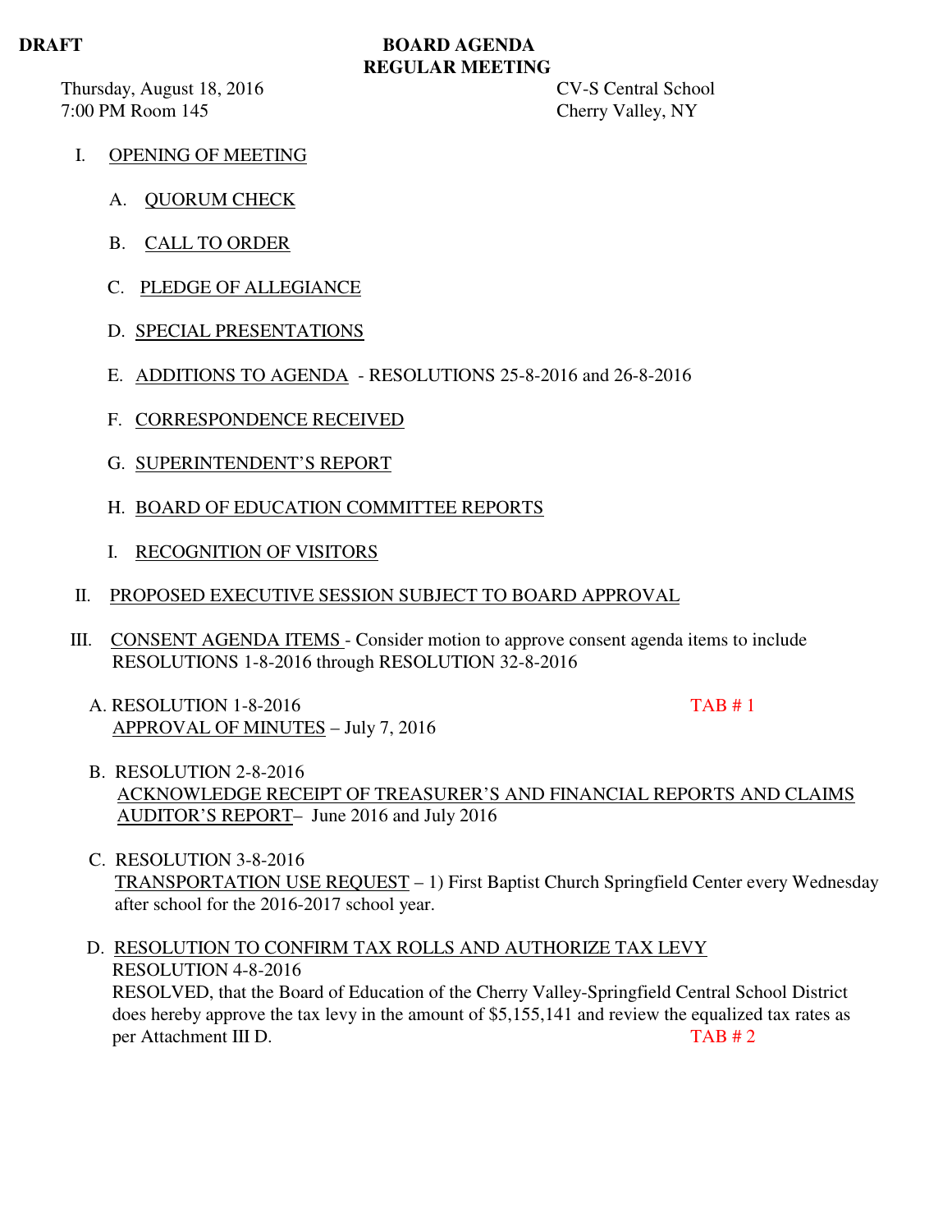**DRAFT**

# BOARD AGENDA
## REGULAR MEETING

Thursday, August 18, 2016 — CV-S Central School
7:00 PM Room 145 — Cherry Valley, NY

I. OPENING OF MEETING

   A. QUORUM CHECK

   B. CALL TO ORDER

   C. PLEDGE OF ALLEGIANCE

   D. SPECIAL PRESENTATIONS

   E. ADDITIONS TO AGENDA - RESOLUTIONS 25-8-2016 and 26-8-2016

   F. CORRESPONDENCE RECEIVED

   G. SUPERINTENDENT'S REPORT

   H. BOARD OF EDUCATION COMMITTEE REPORTS

   I. RECOGNITION OF VISITORS

II. PROPOSED EXECUTIVE SESSION SUBJECT TO BOARD APPROVAL

III. CONSENT AGENDA ITEMS - Consider motion to approve consent agenda items to include RESOLUTIONS 1-8-2016 through RESOLUTION 32-8-2016

   A. RESOLUTION 1-8-2016 — TAB # 1
   APPROVAL OF MINUTES – July 7, 2016

   B. RESOLUTION 2-8-2016
   ACKNOWLEDGE RECEIPT OF TREASURER'S AND FINANCIAL REPORTS AND CLAIMS AUDITOR'S REPORT– June 2016 and July 2016

   C. RESOLUTION 3-8-2016
   TRANSPORTATION USE REQUEST – 1) First Baptist Church Springfield Center every Wednesday after school for the 2016-2017 school year.

   D. RESOLUTION TO CONFIRM TAX ROLLS AND AUTHORIZE TAX LEVY
   RESOLUTION 4-8-2016
   RESOLVED, that the Board of Education of the Cherry Valley-Springfield Central School District does hereby approve the tax levy in the amount of $5,155,141 and review the equalized tax rates as per Attachment III D. — TAB # 2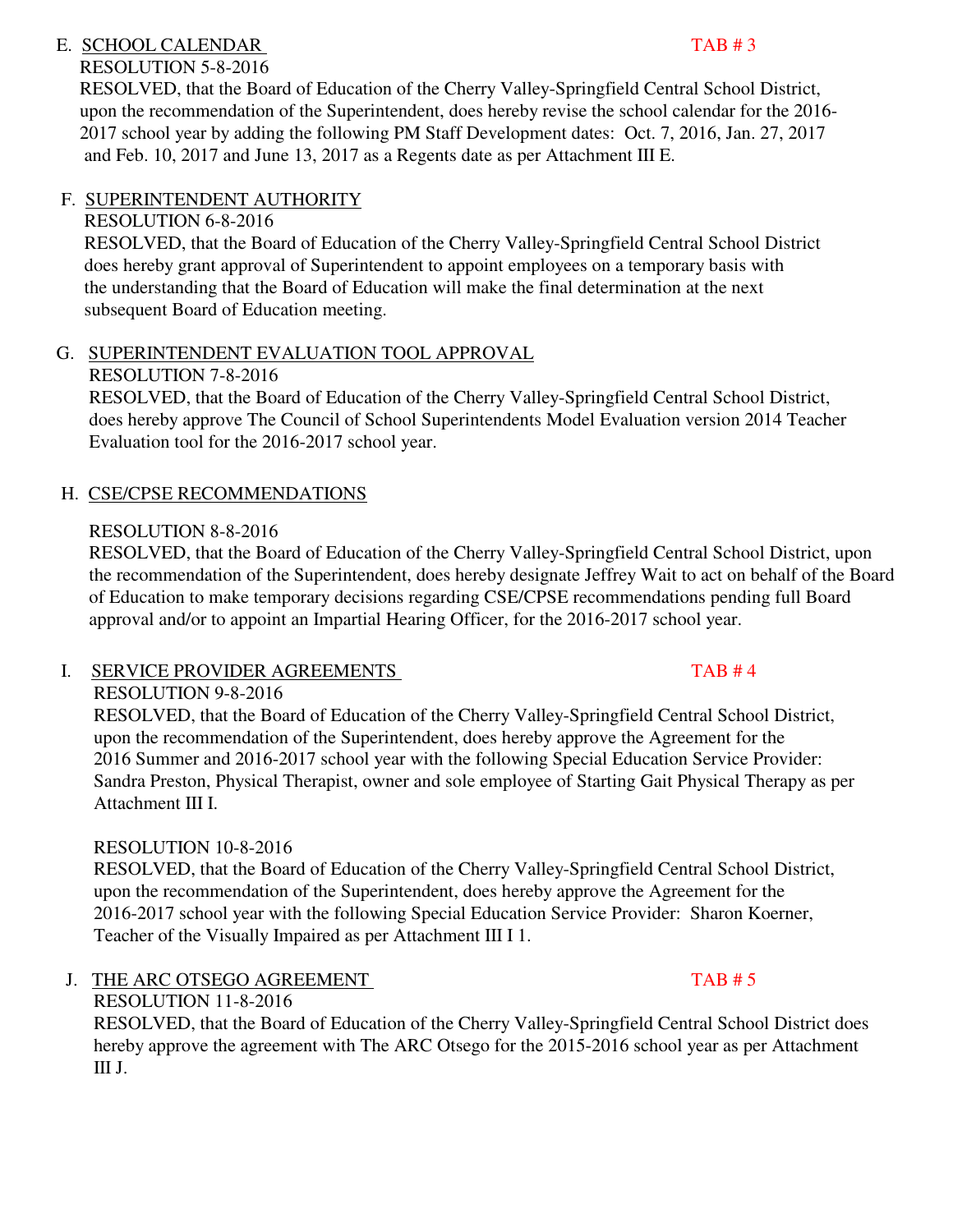E. <u>SCHOOL CALENDAR</u> TAB # 3

RESOLUTION 5-8-2016

RESOLVED, that the Board of Education of the Cherry Valley-Springfield Central School District, upon the recommendation of the Superintendent, does hereby revise the school calendar for the 2016-2017 school year by adding the following PM Staff Development dates: Oct. 7, 2016, Jan. 27, 2017 and Feb. 10, 2017 and June 13, 2017 as a Regents date as per Attachment III E.

F. <u>SUPERINTENDENT AUTHORITY</u>

RESOLUTION 6-8-2016

RESOLVED, that the Board of Education of the Cherry Valley-Springfield Central School District does hereby grant approval of Superintendent to appoint employees on a temporary basis with the understanding that the Board of Education will make the final determination at the next subsequent Board of Education meeting.

G. <u>SUPERINTENDENT EVALUATION TOOL APPROVAL</u>

RESOLUTION 7-8-2016

RESOLVED, that the Board of Education of the Cherry Valley-Springfield Central School District, does hereby approve The Council of School Superintendents Model Evaluation version 2014 Teacher Evaluation tool for the 2016-2017 school year.

H. <u>CSE/CPSE RECOMMENDATIONS</u>

RESOLUTION 8-8-2016

RESOLVED, that the Board of Education of the Cherry Valley-Springfield Central School District, upon the recommendation of the Superintendent, does hereby designate Jeffrey Wait to act on behalf of the Board of Education to make temporary decisions regarding CSE/CPSE recommendations pending full Board approval and/or to appoint an Impartial Hearing Officer, for the 2016-2017 school year.

I. <u>SERVICE PROVIDER AGREEMENTS</u> TAB # 4

RESOLUTION 9-8-2016

RESOLVED, that the Board of Education of the Cherry Valley-Springfield Central School District, upon the recommendation of the Superintendent, does hereby approve the Agreement for the 2016 Summer and 2016-2017 school year with the following Special Education Service Provider: Sandra Preston, Physical Therapist, owner and sole employee of Starting Gait Physical Therapy as per Attachment III I.

RESOLUTION 10-8-2016

RESOLVED, that the Board of Education of the Cherry Valley-Springfield Central School District, upon the recommendation of the Superintendent, does hereby approve the Agreement for the 2016-2017 school year with the following Special Education Service Provider: Sharon Koerner, Teacher of the Visually Impaired as per Attachment III I 1.

J. <u>THE ARC OTSEGO AGREEMENT</u> TAB # 5

RESOLUTION 11-8-2016

RESOLVED, that the Board of Education of the Cherry Valley-Springfield Central School District does hereby approve the agreement with The ARC Otsego for the 2015-2016 school year as per Attachment III J.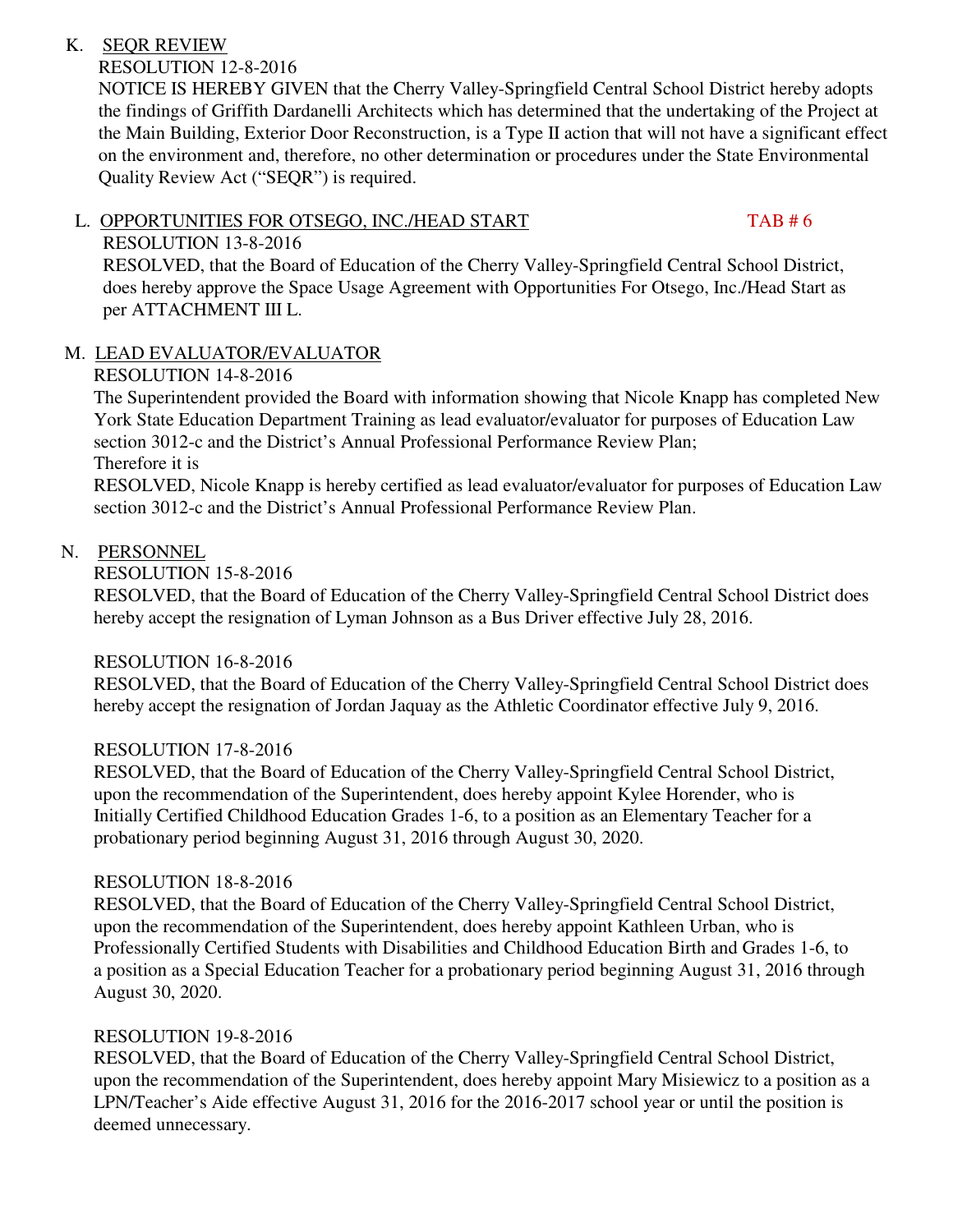K. <u>SEQR REVIEW</u>

RESOLUTION 12-8-2016

NOTICE IS HEREBY GIVEN that the Cherry Valley-Springfield Central School District hereby adopts the findings of Griffith Dardanelli Architects which has determined that the undertaking of the Project at the Main Building, Exterior Door Reconstruction, is a Type II action that will not have a significant effect on the environment and, therefore, no other determination or procedures under the State Environmental Quality Review Act ("SEQR") is required.

L. <u>OPPORTUNITIES FOR OTSEGO, INC./HEAD START</u> TAB # 6

RESOLUTION 13-8-2016

RESOLVED, that the Board of Education of the Cherry Valley-Springfield Central School District, does hereby approve the Space Usage Agreement with Opportunities For Otsego, Inc./Head Start as per ATTACHMENT III L.

M. <u>LEAD EVALUATOR/EVALUATOR</u>

RESOLUTION 14-8-2016

The Superintendent provided the Board with information showing that Nicole Knapp has completed New York State Education Department Training as lead evaluator/evaluator for purposes of Education Law section 3012-c and the District's Annual Professional Performance Review Plan;

Therefore it is

RESOLVED, Nicole Knapp is hereby certified as lead evaluator/evaluator for purposes of Education Law section 3012-c and the District's Annual Professional Performance Review Plan.

N. <u>PERSONNEL</u>

RESOLUTION 15-8-2016

RESOLVED, that the Board of Education of the Cherry Valley-Springfield Central School District does hereby accept the resignation of Lyman Johnson as a Bus Driver effective July 28, 2016.

RESOLUTION 16-8-2016

RESOLVED, that the Board of Education of the Cherry Valley-Springfield Central School District does hereby accept the resignation of Jordan Jaquay as the Athletic Coordinator effective July 9, 2016.

RESOLUTION 17-8-2016

RESOLVED, that the Board of Education of the Cherry Valley-Springfield Central School District, upon the recommendation of the Superintendent, does hereby appoint Kylee Horender, who is Initially Certified Childhood Education Grades 1-6, to a position as an Elementary Teacher for a probationary period beginning August 31, 2016 through August 30, 2020.

RESOLUTION 18-8-2016

RESOLVED, that the Board of Education of the Cherry Valley-Springfield Central School District, upon the recommendation of the Superintendent, does hereby appoint Kathleen Urban, who is Professionally Certified Students with Disabilities and Childhood Education Birth and Grades 1-6, to a position as a Special Education Teacher for a probationary period beginning August 31, 2016 through August 30, 2020.

RESOLUTION 19-8-2016

RESOLVED, that the Board of Education of the Cherry Valley-Springfield Central School District, upon the recommendation of the Superintendent, does hereby appoint Mary Misiewicz to a position as a LPN/Teacher's Aide effective August 31, 2016 for the 2016-2017 school year or until the position is deemed unnecessary.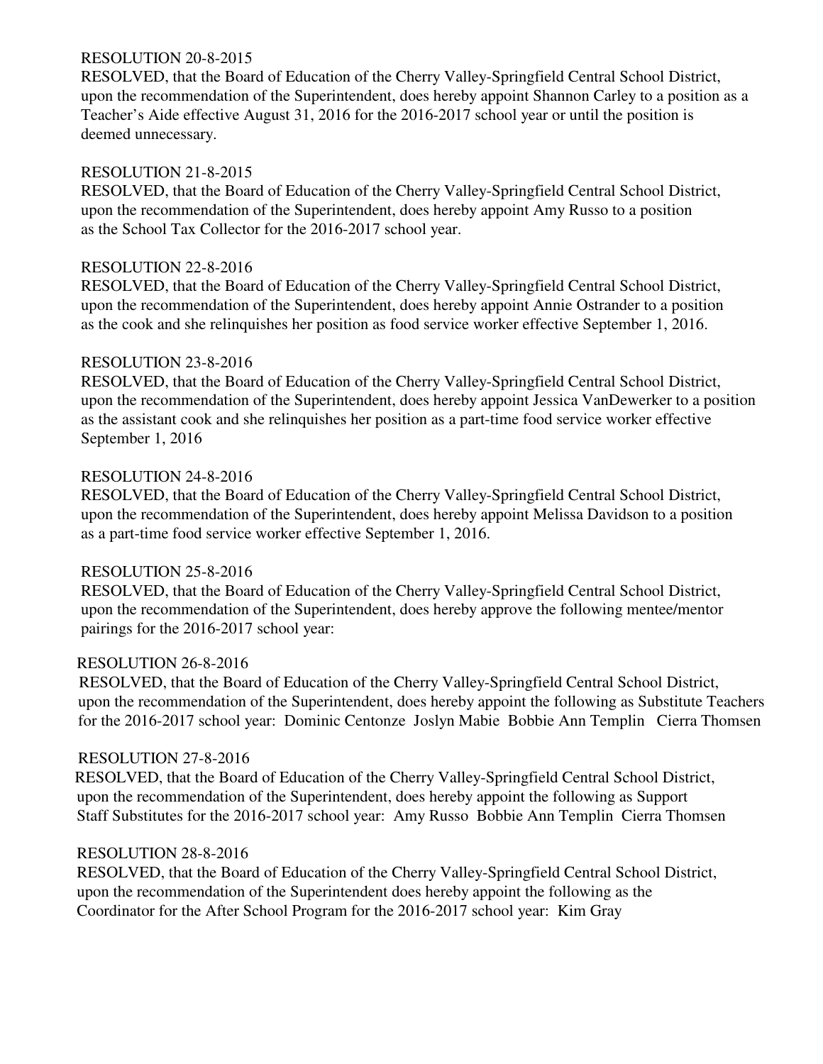RESOLUTION 20-8-2015

RESOLVED, that the Board of Education of the Cherry Valley-Springfield Central School District, upon the recommendation of the Superintendent, does hereby appoint Shannon Carley to a position as a Teacher's Aide effective August 31, 2016 for the 2016-2017 school year or until the position is deemed unnecessary.

RESOLUTION 21-8-2015

RESOLVED, that the Board of Education of the Cherry Valley-Springfield Central School District, upon the recommendation of the Superintendent, does hereby appoint Amy Russo to a position as the School Tax Collector for the 2016-2017 school year.

RESOLUTION 22-8-2016

RESOLVED, that the Board of Education of the Cherry Valley-Springfield Central School District, upon the recommendation of the Superintendent, does hereby appoint Annie Ostrander to a position as the cook and she relinquishes her position as food service worker effective September 1, 2016.

RESOLUTION 23-8-2016

RESOLVED, that the Board of Education of the Cherry Valley-Springfield Central School District, upon the recommendation of the Superintendent, does hereby appoint Jessica VanDewerker to a position as the assistant cook and she relinquishes her position as a part-time food service worker effective September 1, 2016

RESOLUTION 24-8-2016

RESOLVED, that the Board of Education of the Cherry Valley-Springfield Central School District, upon the recommendation of the Superintendent, does hereby appoint Melissa Davidson to a position as a part-time food service worker effective September 1, 2016.

RESOLUTION 25-8-2016

RESOLVED, that the Board of Education of the Cherry Valley-Springfield Central School District, upon the recommendation of the Superintendent, does hereby approve the following mentee/mentor pairings for the 2016-2017 school year:

RESOLUTION 26-8-2016

RESOLVED, that the Board of Education of the Cherry Valley-Springfield Central School District, upon the recommendation of the Superintendent, does hereby appoint the following as Substitute Teachers for the 2016-2017 school year: Dominic Centonze Joslyn Mabie Bobbie Ann Templin Cierra Thomsen

RESOLUTION 27-8-2016

RESOLVED, that the Board of Education of the Cherry Valley-Springfield Central School District, upon the recommendation of the Superintendent, does hereby appoint the following as Support Staff Substitutes for the 2016-2017 school year: Amy Russo Bobbie Ann Templin Cierra Thomsen

RESOLUTION 28-8-2016

RESOLVED, that the Board of Education of the Cherry Valley-Springfield Central School District, upon the recommendation of the Superintendent does hereby appoint the following as the Coordinator for the After School Program for the 2016-2017 school year: Kim Gray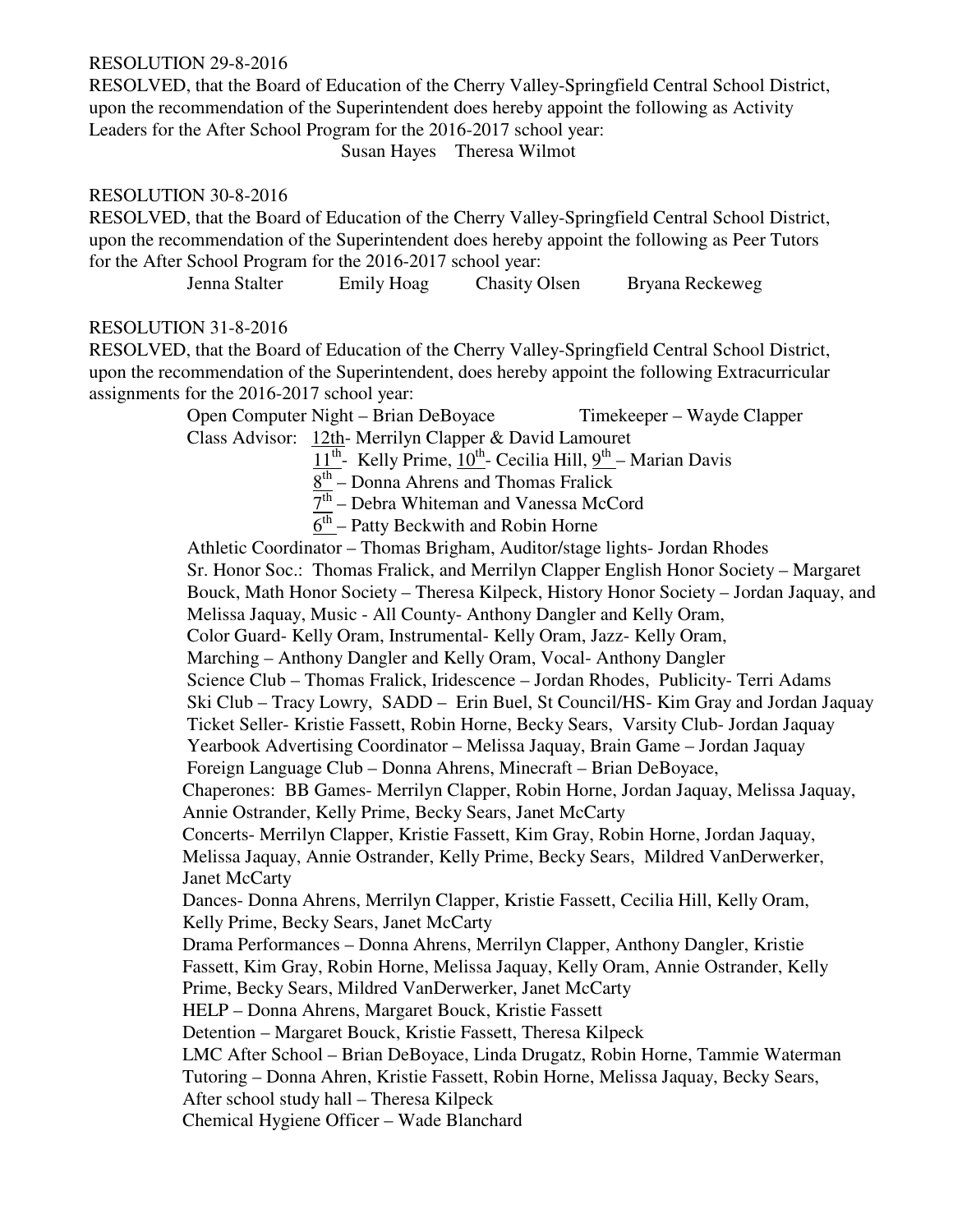RESOLUTION 29-8-2016

RESOLVED, that the Board of Education of the Cherry Valley-Springfield Central School District, upon the recommendation of the Superintendent does hereby appoint the following as Activity Leaders for the After School Program for the 2016-2017 school year:

Susan Hayes    Theresa Wilmot

RESOLUTION 30-8-2016

RESOLVED, that the Board of Education of the Cherry Valley-Springfield Central School District, upon the recommendation of the Superintendent does hereby appoint the following as Peer Tutors for the After School Program for the 2016-2017 school year:

Jenna Stalter    Emily Hoag    Chasity Olsen    Bryana Reckeweg

RESOLUTION 31-8-2016

RESOLVED, that the Board of Education of the Cherry Valley-Springfield Central School District, upon the recommendation of the Superintendent, does hereby appoint the following Extracurricular assignments for the 2016-2017 school year:

Open Computer Night – Brian DeBoyace    Timekeeper – Wayde Clapper

Class Advisor: 12th- Merrilyn Clapper & David Lamouret
11th- Kelly Prime, 10th- Cecilia Hill, 9th – Marian Davis
8th – Donna Ahrens and Thomas Fralick
7th – Debra Whiteman and Vanessa McCord
6th – Patty Beckwith and Robin Horne

Athletic Coordinator – Thomas Brigham, Auditor/stage lights- Jordan Rhodes
Sr. Honor Soc.: Thomas Fralick, and Merrilyn Clapper English Honor Society – Margaret Bouck, Math Honor Society – Theresa Kilpeck, History Honor Society – Jordan Jaquay, and Melissa Jaquay, Music - All County- Anthony Dangler and Kelly Oram,
Color Guard- Kelly Oram, Instrumental- Kelly Oram, Jazz- Kelly Oram,
Marching – Anthony Dangler and Kelly Oram, Vocal- Anthony Dangler
Science Club – Thomas Fralick, Iridescence – Jordan Rhodes, Publicity- Terri Adams
Ski Club – Tracy Lowry, SADD – Erin Buel, St Council/HS- Kim Gray and Jordan Jaquay
Ticket Seller- Kristie Fassett, Robin Horne, Becky Sears, Varsity Club- Jordan Jaquay
Yearbook Advertising Coordinator – Melissa Jaquay, Brain Game – Jordan Jaquay
Foreign Language Club – Donna Ahrens, Minecraft – Brian DeBoyace,

Chaperones: BB Games- Merrilyn Clapper, Robin Horne, Jordan Jaquay, Melissa Jaquay, Annie Ostrander, Kelly Prime, Becky Sears, Janet McCarty
Concerts- Merrilyn Clapper, Kristie Fassett, Kim Gray, Robin Horne, Jordan Jaquay, Melissa Jaquay, Annie Ostrander, Kelly Prime, Becky Sears, Mildred VanDerwerker, Janet McCarty
Dances- Donna Ahrens, Merrilyn Clapper, Kristie Fassett, Cecilia Hill, Kelly Oram, Kelly Prime, Becky Sears, Janet McCarty
Drama Performances – Donna Ahrens, Merrilyn Clapper, Anthony Dangler, Kristie Fassett, Kim Gray, Robin Horne, Melissa Jaquay, Kelly Oram, Annie Ostrander, Kelly Prime, Becky Sears, Mildred VanDerwerker, Janet McCarty
HELP – Donna Ahrens, Margaret Bouck, Kristie Fassett
Detention – Margaret Bouck, Kristie Fassett, Theresa Kilpeck
LMC After School – Brian DeBoyace, Linda Drugatz, Robin Horne, Tammie Waterman
Tutoring – Donna Ahren, Kristie Fassett, Robin Horne, Melissa Jaquay, Becky Sears,
After school study hall – Theresa Kilpeck
Chemical Hygiene Officer – Wade Blanchard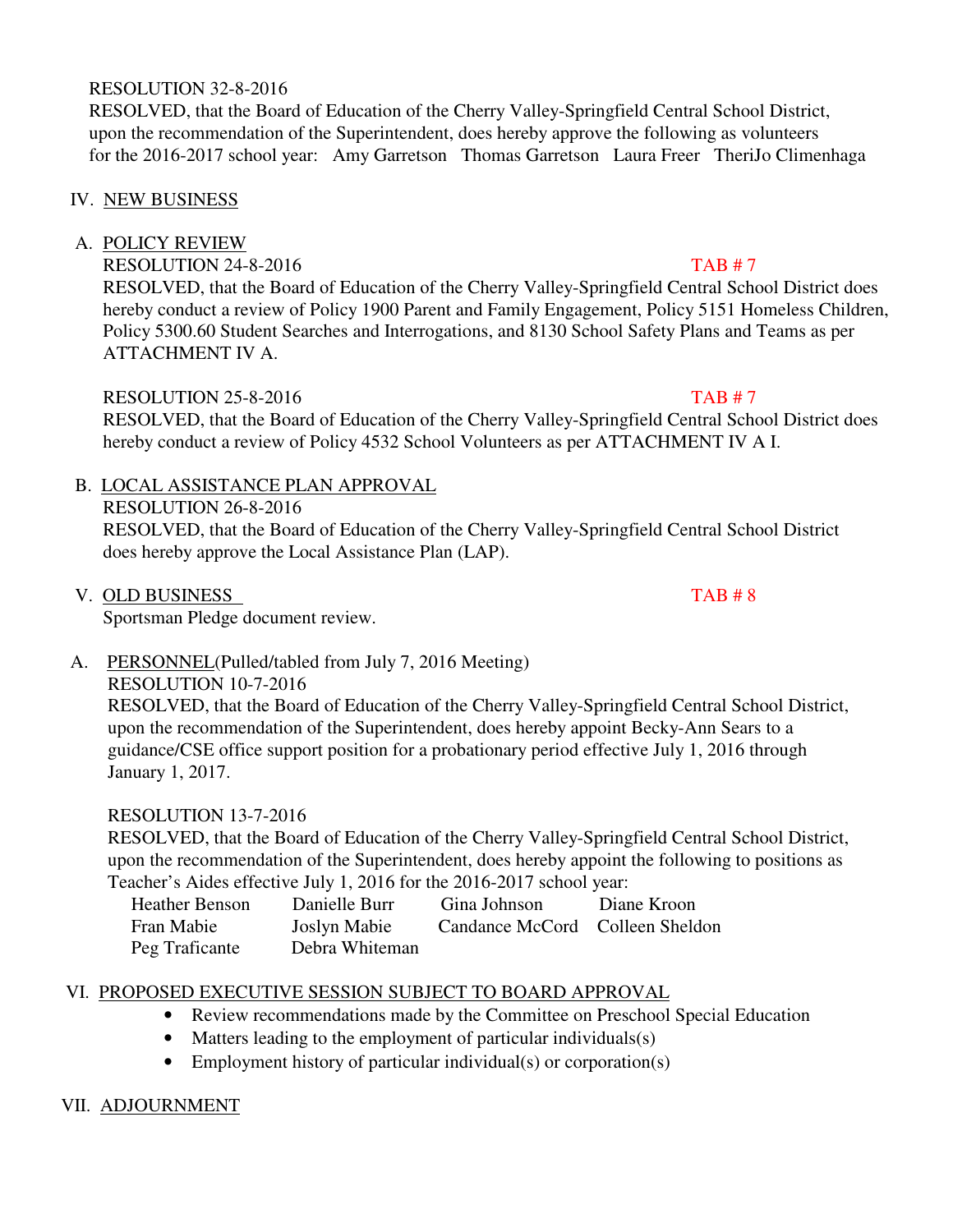RESOLUTION 32-8-2016

RESOLVED, that the Board of Education of the Cherry Valley-Springfield Central School District, upon the recommendation of the Superintendent, does hereby approve the following as volunteers for the 2016-2017 school year: Amy Garretson Thomas Garretson Laura Freer TheriJo Climenhaga

## IV. NEW BUSINESS

### A. POLICY REVIEW

RESOLUTION 24-8-2016 TAB # 7

RESOLVED, that the Board of Education of the Cherry Valley-Springfield Central School District does hereby conduct a review of Policy 1900 Parent and Family Engagement, Policy 5151 Homeless Children, Policy 5300.60 Student Searches and Interrogations, and 8130 School Safety Plans and Teams as per ATTACHMENT IV A.

RESOLUTION 25-8-2016 TAB # 7

RESOLVED, that the Board of Education of the Cherry Valley-Springfield Central School District does hereby conduct a review of Policy 4532 School Volunteers as per ATTACHMENT IV A I.

### B. LOCAL ASSISTANCE PLAN APPROVAL

RESOLUTION 26-8-2016

RESOLVED, that the Board of Education of the Cherry Valley-Springfield Central School District does hereby approve the Local Assistance Plan (LAP).

## V. OLD BUSINESS TAB # 8

Sportsman Pledge document review.

### A. PERSONNEL(Pulled/tabled from July 7, 2016 Meeting)

RESOLUTION 10-7-2016

RESOLVED, that the Board of Education of the Cherry Valley-Springfield Central School District, upon the recommendation of the Superintendent, does hereby appoint Becky-Ann Sears to a guidance/CSE office support position for a probationary period effective July 1, 2016 through January 1, 2017.

RESOLUTION 13-7-2016

RESOLVED, that the Board of Education of the Cherry Valley-Springfield Central School District, upon the recommendation of the Superintendent, does hereby appoint the following to positions as Teacher's Aides effective July 1, 2016 for the 2016-2017 school year:

| | | | |
|---|---|---|---|
| Heather Benson | Danielle Burr | Gina Johnson | Diane Kroon |
| Fran Mabie | Joslyn Mabie | Candance McCord | Colleen Sheldon |
| Peg Traficante | Debra Whiteman | | |

## VI. PROPOSED EXECUTIVE SESSION SUBJECT TO BOARD APPROVAL

- Review recommendations made by the Committee on Preschool Special Education
- Matters leading to the employment of particular individuals(s)
- Employment history of particular individual(s) or corporation(s)

## VII. ADJOURNMENT